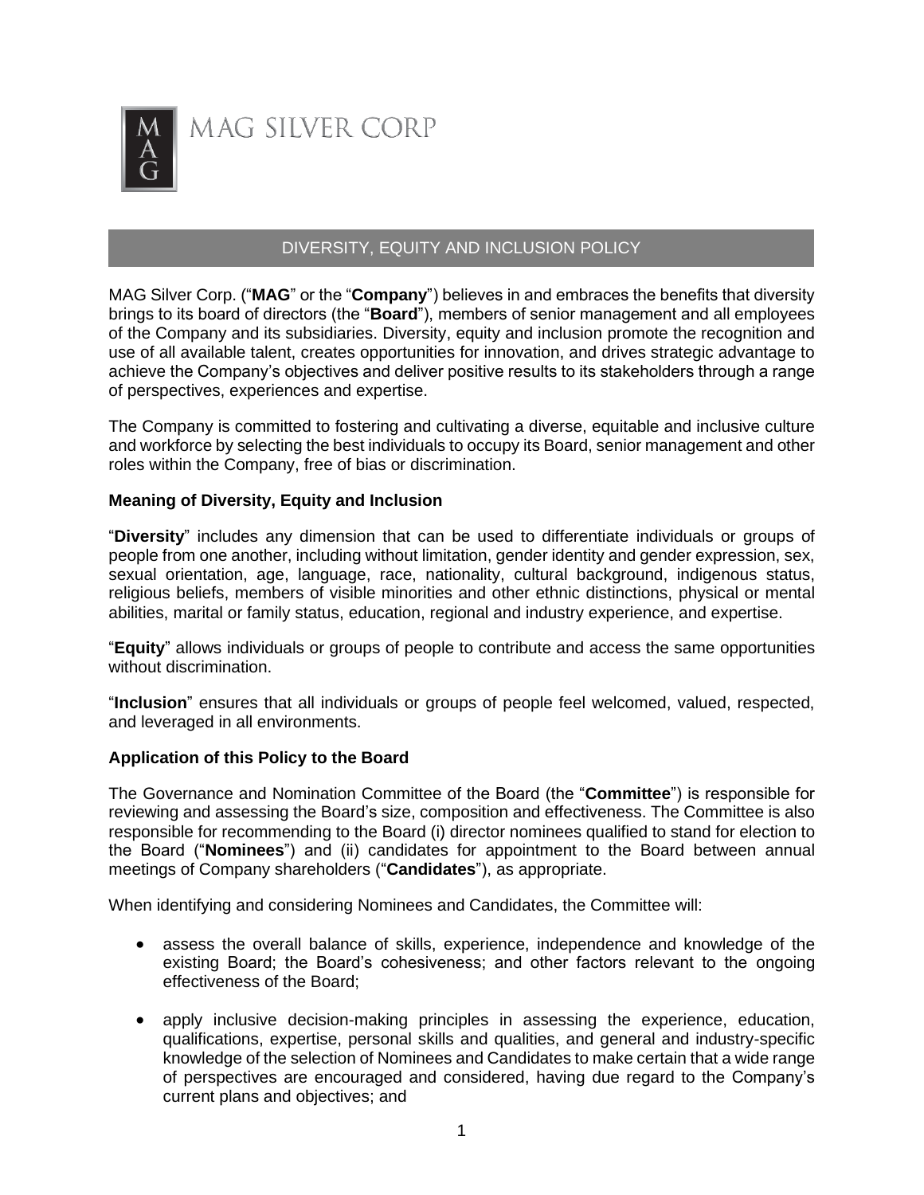MAG SILVER CORP

# DIVERSITY, EQUITY AND INCLUSION POLICY

MAG Silver Corp. ("**MAG**" or the "**Company**") believes in and embraces the benefits that diversity brings to its board of directors (the "**Board**"), members of senior management and all employees of the Company and its subsidiaries. Diversity, equity and inclusion promote the recognition and use of all available talent, creates opportunities for innovation, and drives strategic advantage to achieve the Company's objectives and deliver positive results to its stakeholders through a range of perspectives, experiences and expertise.

The Company is committed to fostering and cultivating a diverse, equitable and inclusive culture and workforce by selecting the best individuals to occupy its Board, senior management and other roles within the Company, free of bias or discrimination.

**Meaning of Diversity, Equity and Inclusion**

"**Diversity**" includes any dimension that can be used to differentiate individuals or groups of people from one another, including without limitation, gender identity and gender expression, sex, sexual orientation, age, language, race, nationality, cultural background, indigenous status, religious beliefs, members of visible minorities and other ethnic distinctions, physical or mental abilities, marital or family status, education, regional and industry experience, and expertise.

"**Equity**" allows individuals or groups of people to contribute and access the same opportunities without discrimination.

"**Inclusion**" ensures that all individuals or groups of people feel welcomed, valued, respected, and leveraged in all environments.

**Application of this Policy to the Board**

The Governance and Nomination Committee of the Board (the "**Committee**") is responsible for reviewing and assessing the Board's size, composition and effectiveness. The Committee is also responsible for recommending to the Board (i) director nominees qualified to stand for election to the Board ("**Nominees**") and (ii) candidates for appointment to the Board between annual meetings of Company shareholders ("**Candidates**"), as appropriate.

When identifying and considering Nominees and Candidates, the Committee will:

- assess the overall balance of skills, experience, independence and knowledge of the existing Board; the Board's cohesiveness; and other factors relevant to the ongoing effectiveness of the Board;
- apply inclusive decision-making principles in assessing the experience, education, qualifications, expertise, personal skills and qualities, and general and industry-specific knowledge of the selection of Nominees and Candidates to make certain that a wide range of perspectives are encouraged and considered, having due regard to the Company's current plans and objectives; and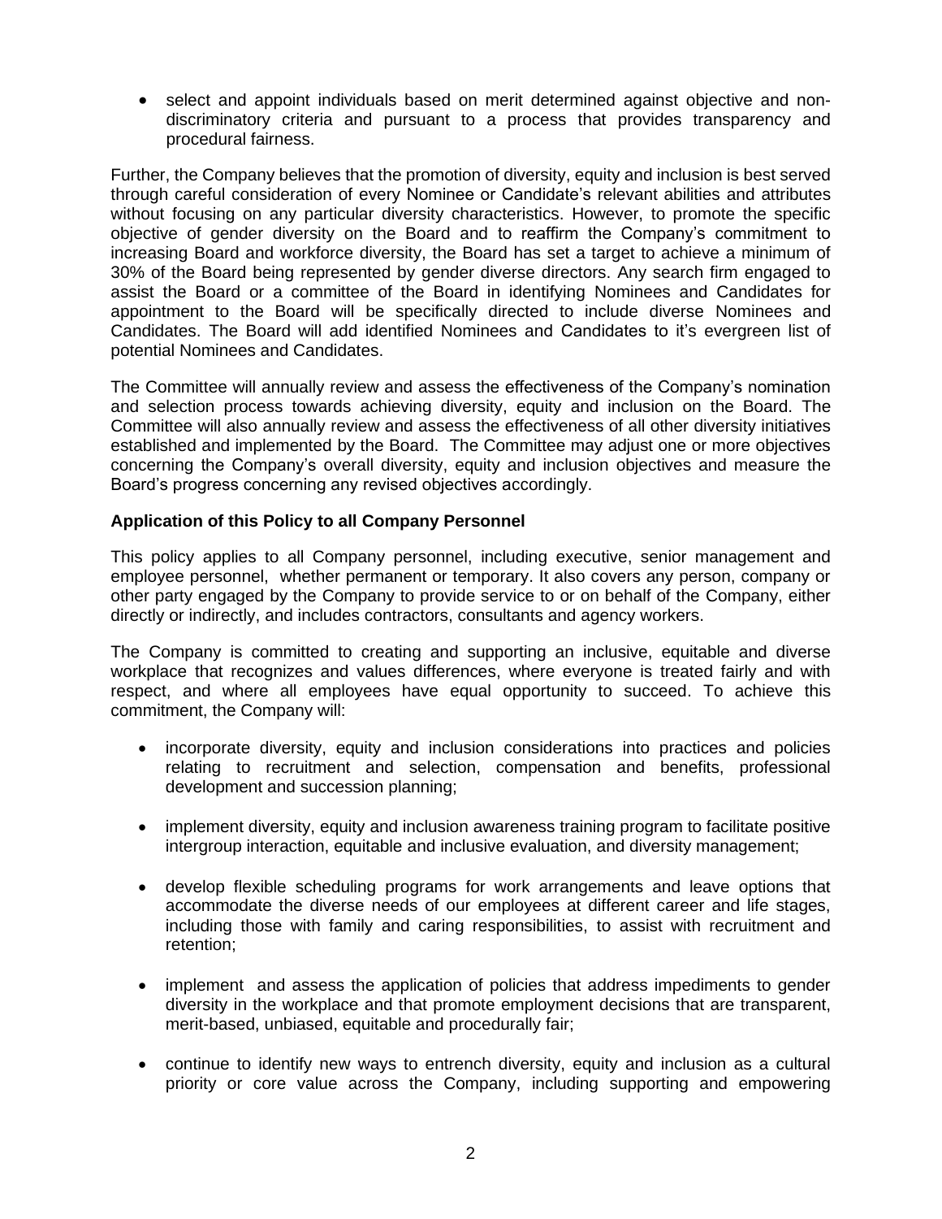- select and appoint individuals based on merit determined against objective and non-discriminatory criteria and pursuant to a process that provides transparency and procedural fairness.

Further, the Company believes that the promotion of diversity, equity and inclusion is best served through careful consideration of every Nominee or Candidate's relevant abilities and attributes without focusing on any particular diversity characteristics. However, to promote the specific objective of gender diversity on the Board and to reaffirm the Company's commitment to increasing Board and workforce diversity, the Board has set a target to achieve a minimum of 30% of the Board being represented by gender diverse directors. Any search firm engaged to assist the Board or a committee of the Board in identifying Nominees and Candidates for appointment to the Board will be specifically directed to include diverse Nominees and Candidates. The Board will add identified Nominees and Candidates to it's evergreen list of potential Nominees and Candidates.

The Committee will annually review and assess the effectiveness of the Company's nomination and selection process towards achieving diversity, equity and inclusion on the Board. The Committee will also annually review and assess the effectiveness of all other diversity initiatives established and implemented by the Board. The Committee may adjust one or more objectives concerning the Company's overall diversity, equity and inclusion objectives and measure the Board's progress concerning any revised objectives accordingly.

**Application of this Policy to all Company Personnel**

This policy applies to all Company personnel, including executive, senior management and employee personnel, whether permanent or temporary. It also covers any person, company or other party engaged by the Company to provide service to or on behalf of the Company, either directly or indirectly, and includes contractors, consultants and agency workers.

The Company is committed to creating and supporting an inclusive, equitable and diverse workplace that recognizes and values differences, where everyone is treated fairly and with respect, and where all employees have equal opportunity to succeed. To achieve this commitment, the Company will:

- incorporate diversity, equity and inclusion considerations into practices and policies relating to recruitment and selection, compensation and benefits, professional development and succession planning;

- implement diversity, equity and inclusion awareness training program to facilitate positive intergroup interaction, equitable and inclusive evaluation, and diversity management;

- develop flexible scheduling programs for work arrangements and leave options that accommodate the diverse needs of our employees at different career and life stages, including those with family and caring responsibilities, to assist with recruitment and retention;

- implement and assess the application of policies that address impediments to gender diversity in the workplace and that promote employment decisions that are transparent, merit-based, unbiased, equitable and procedurally fair;

- continue to identify new ways to entrench diversity, equity and inclusion as a cultural priority or core value across the Company, including supporting and empowering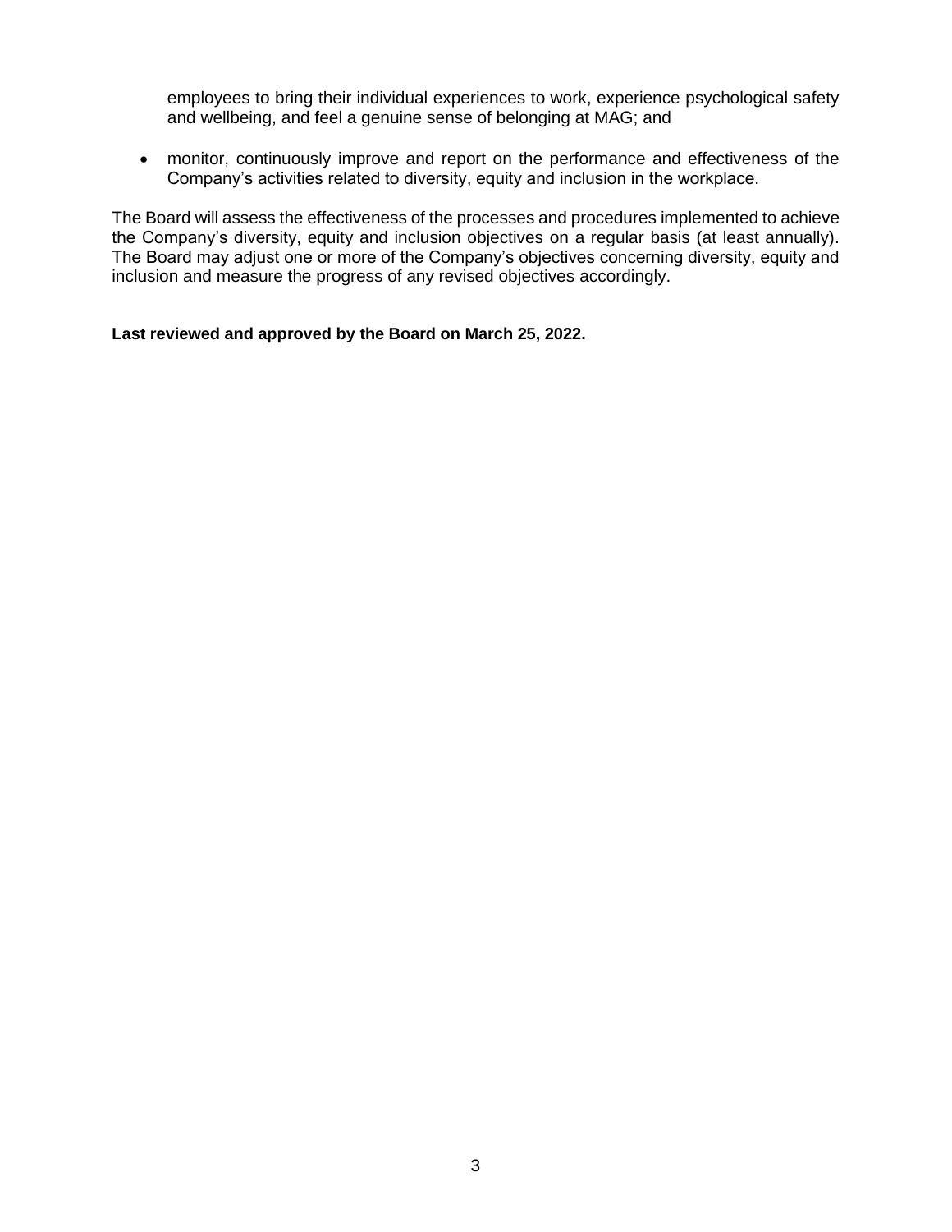employees to bring their individual experiences to work, experience psychological safety and wellbeing, and feel a genuine sense of belonging at MAG; and

- monitor, continuously improve and report on the performance and effectiveness of the Company's activities related to diversity, equity and inclusion in the workplace.

The Board will assess the effectiveness of the processes and procedures implemented to achieve the Company's diversity, equity and inclusion objectives on a regular basis (at least annually). The Board may adjust one or more of the Company's objectives concerning diversity, equity and inclusion and measure the progress of any revised objectives accordingly.

**Last reviewed and approved by the Board on March 25, 2022.**